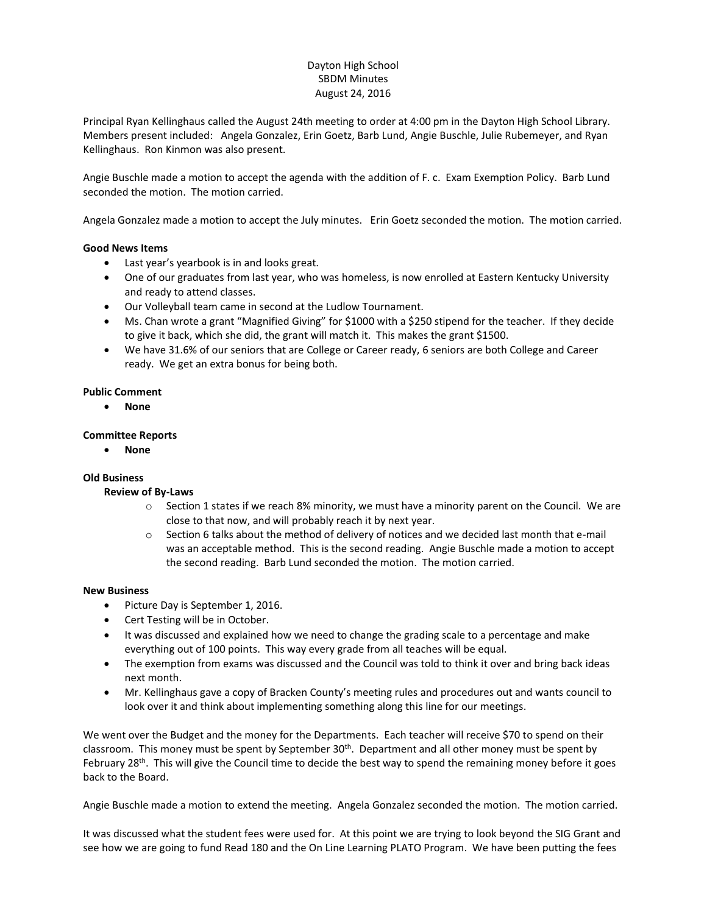Dayton High School
SBDM Minutes
August 24, 2016

Principal Ryan Kellinghaus called the August 24th meeting to order at 4:00 pm in the Dayton High School Library. Members present included: Angela Gonzalez, Erin Goetz, Barb Lund, Angie Buschle, Julie Rubemeyer, and Ryan Kellinghaus. Ron Kinmon was also present.

Angie Buschle made a motion to accept the agenda with the addition of F. c. Exam Exemption Policy. Barb Lund seconded the motion. The motion carried.

Angela Gonzalez made a motion to accept the July minutes. Erin Goetz seconded the motion. The motion carried.

**Good News Items**

- Last year's yearbook is in and looks great.
- One of our graduates from last year, who was homeless, is now enrolled at Eastern Kentucky University and ready to attend classes.
- Our Volleyball team came in second at the Ludlow Tournament.
- Ms. Chan wrote a grant "Magnified Giving" for $1000 with a $250 stipend for the teacher. If they decide to give it back, which she did, the grant will match it. This makes the grant $1500.
- We have 31.6% of our seniors that are College or Career ready, 6 seniors are both College and Career ready. We get an extra bonus for being both.

**Public Comment**

- **None**

**Committee Reports**

- **None**

**Old Business**

**Review of By-Laws**

- Section 1 states if we reach 8% minority, we must have a minority parent on the Council. We are close to that now, and will probably reach it by next year.
- Section 6 talks about the method of delivery of notices and we decided last month that e-mail was an acceptable method. This is the second reading. Angie Buschle made a motion to accept the second reading. Barb Lund seconded the motion. The motion carried.

**New Business**

- Picture Day is September 1, 2016.
- Cert Testing will be in October.
- It was discussed and explained how we need to change the grading scale to a percentage and make everything out of 100 points. This way every grade from all teaches will be equal.
- The exemption from exams was discussed and the Council was told to think it over and bring back ideas next month.
- Mr. Kellinghaus gave a copy of Bracken County's meeting rules and procedures out and wants council to look over it and think about implementing something along this line for our meetings.

We went over the Budget and the money for the Departments. Each teacher will receive $70 to spend on their classroom. This money must be spent by September 30th. Department and all other money must be spent by February 28th. This will give the Council time to decide the best way to spend the remaining money before it goes back to the Board.

Angie Buschle made a motion to extend the meeting. Angela Gonzalez seconded the motion. The motion carried.

It was discussed what the student fees were used for. At this point we are trying to look beyond the SIG Grant and see how we are going to fund Read 180 and the On Line Learning PLATO Program. We have been putting the fees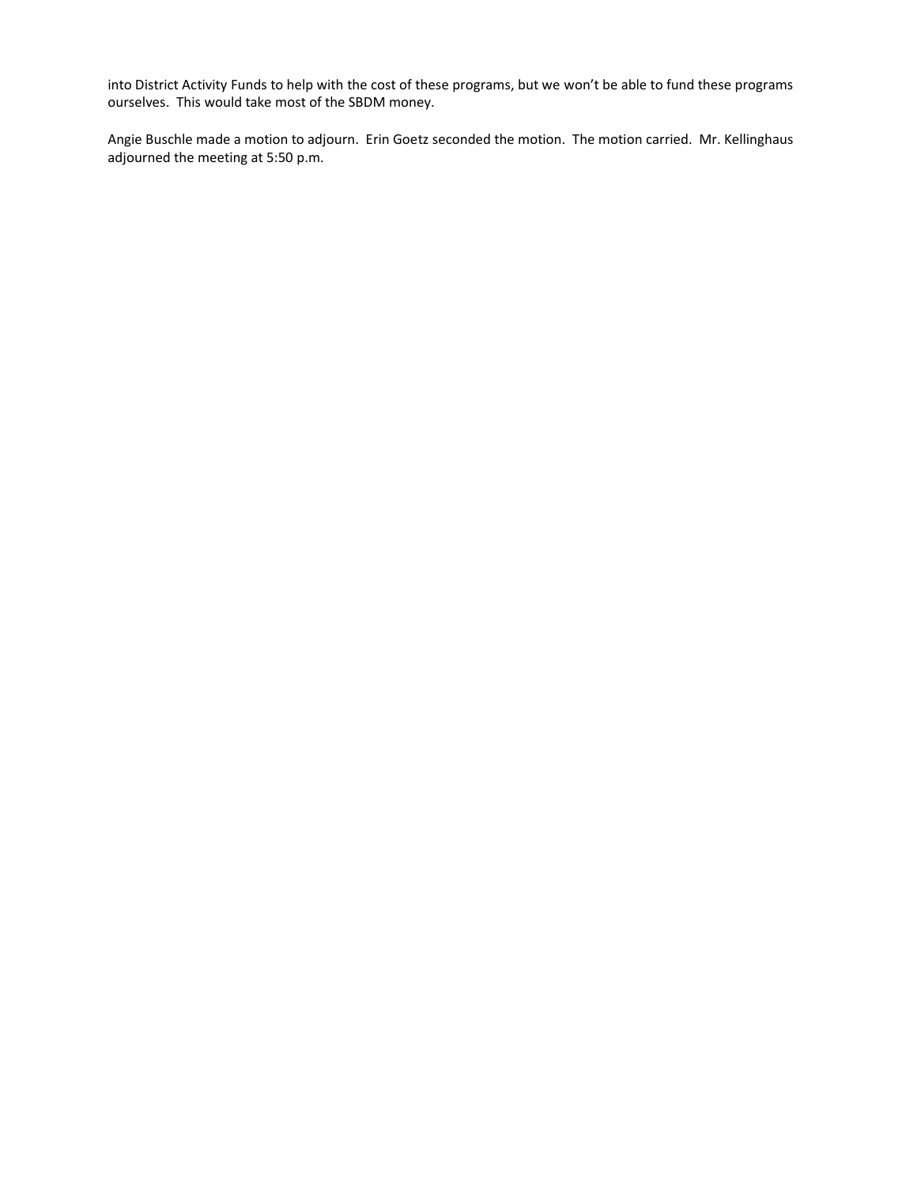into District Activity Funds to help with the cost of these programs, but we won't be able to fund these programs ourselves. This would take most of the SBDM money.

Angie Buschle made a motion to adjourn. Erin Goetz seconded the motion. The motion carried. Mr. Kellinghaus adjourned the meeting at 5:50 p.m.